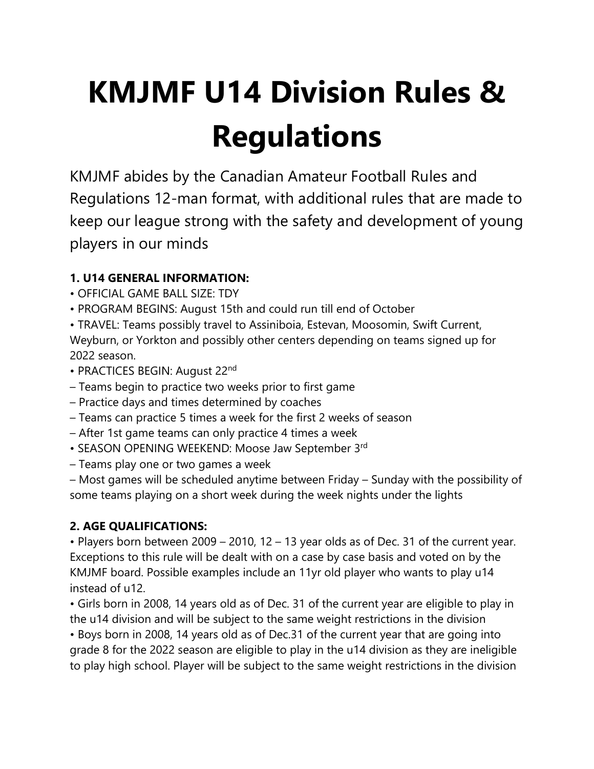# KMJMF U14 Division Rules & Regulations

KMJMF abides by the Canadian Amateur Football Rules and Regulations 12-man format, with additional rules that are made to keep our league strong with the safety and development of young players in our minds

**1. U14 GENERAL INFORMATION:**

- OFFICIAL GAME BALL SIZE: TDY
- PROGRAM BEGINS: August 15th and could run till end of October
- TRAVEL: Teams possibly travel to Assiniboia, Estevan, Moosomin, Swift Current, Weyburn, or Yorkton and possibly other centers depending on teams signed up for 2022 season.
- PRACTICES BEGIN: August 22nd

– Teams begin to practice two weeks prior to first game
– Practice days and times determined by coaches
– Teams can practice 5 times a week for the first 2 weeks of season
– After 1st game teams can only practice 4 times a week

- SEASON OPENING WEEKEND: Moose Jaw September 3rd

– Teams play one or two games a week
– Most games will be scheduled anytime between Friday – Sunday with the possibility of some teams playing on a short week during the week nights under the lights

**2. AGE QUALIFICATIONS:**

- Players born between 2009 – 2010, 12 – 13 year olds as of Dec. 31 of the current year. Exceptions to this rule will be dealt with on a case by case basis and voted on by the KMJMF board. Possible examples include an 11yr old player who wants to play u14 instead of u12.
- Girls born in 2008, 14 years old as of Dec. 31 of the current year are eligible to play in the u14 division and will be subject to the same weight restrictions in the division
- Boys born in 2008, 14 years old as of Dec.31 of the current year that are going into grade 8 for the 2022 season are eligible to play in the u14 division as they are ineligible to play high school. Player will be subject to the same weight restrictions in the division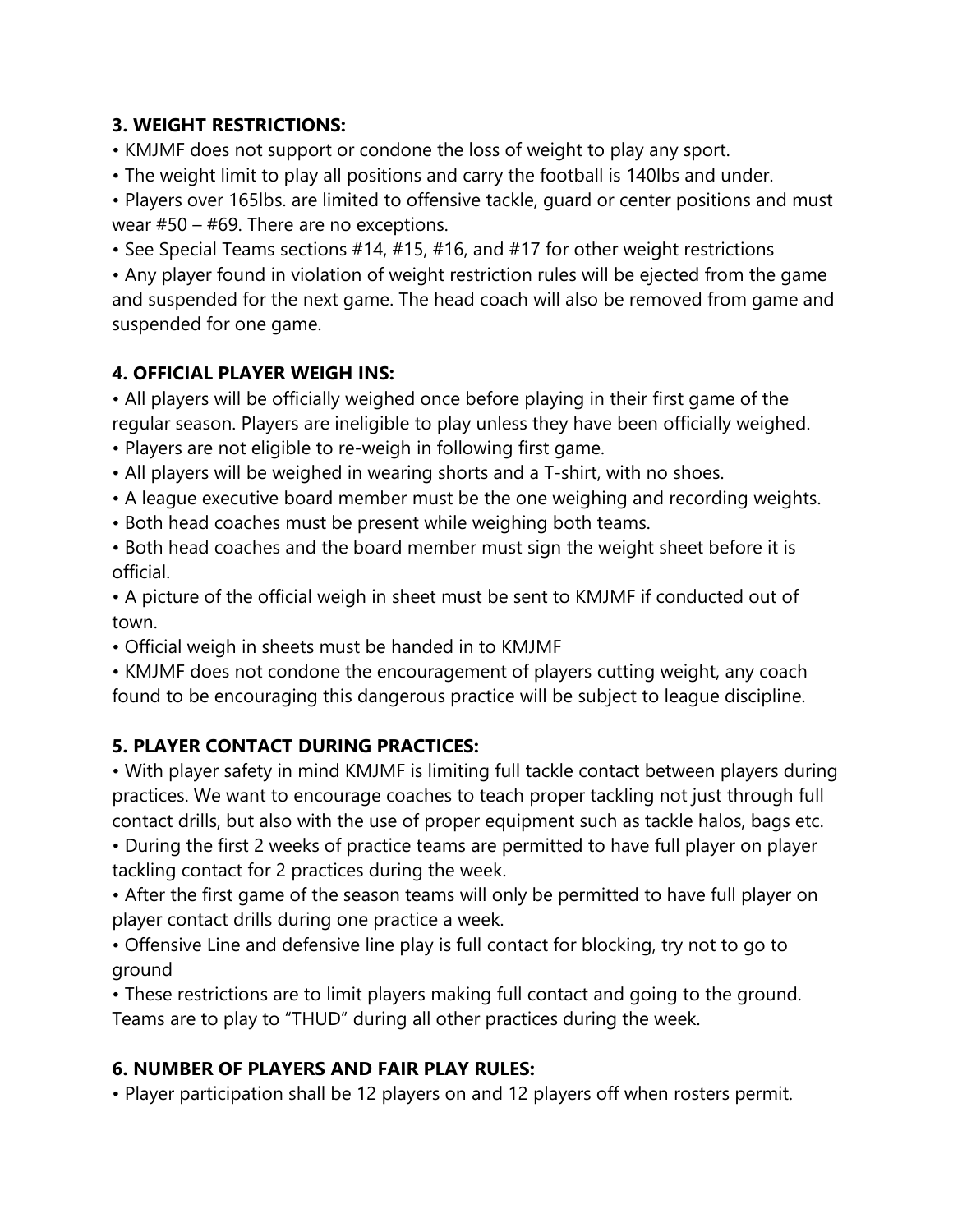**3. WEIGHT RESTRICTIONS:**

- KMJMF does not support or condone the loss of weight to play any sport.
- The weight limit to play all positions and carry the football is 140lbs and under.
- Players over 165lbs. are limited to offensive tackle, guard or center positions and must wear #50 – #69. There are no exceptions.
- See Special Teams sections #14, #15, #16, and #17 for other weight restrictions
- Any player found in violation of weight restriction rules will be ejected from the game and suspended for the next game. The head coach will also be removed from game and suspended for one game.

**4. OFFICIAL PLAYER WEIGH INS:**

- All players will be officially weighed once before playing in their first game of the regular season. Players are ineligible to play unless they have been officially weighed.
- Players are not eligible to re-weigh in following first game.
- All players will be weighed in wearing shorts and a T-shirt, with no shoes.
- A league executive board member must be the one weighing and recording weights.
- Both head coaches must be present while weighing both teams.
- Both head coaches and the board member must sign the weight sheet before it is official.
- A picture of the official weigh in sheet must be sent to KMJMF if conducted out of town.
- Official weigh in sheets must be handed in to KMJMF
- KMJMF does not condone the encouragement of players cutting weight, any coach found to be encouraging this dangerous practice will be subject to league discipline.

**5. PLAYER CONTACT DURING PRACTICES:**

- With player safety in mind KMJMF is limiting full tackle contact between players during practices. We want to encourage coaches to teach proper tackling not just through full contact drills, but also with the use of proper equipment such as tackle halos, bags etc.
- During the first 2 weeks of practice teams are permitted to have full player on player tackling contact for 2 practices during the week.
- After the first game of the season teams will only be permitted to have full player on player contact drills during one practice a week.
- Offensive Line and defensive line play is full contact for blocking, try not to go to ground
- These restrictions are to limit players making full contact and going to the ground. Teams are to play to "THUD" during all other practices during the week.

**6. NUMBER OF PLAYERS AND FAIR PLAY RULES:**

- Player participation shall be 12 players on and 12 players off when rosters permit.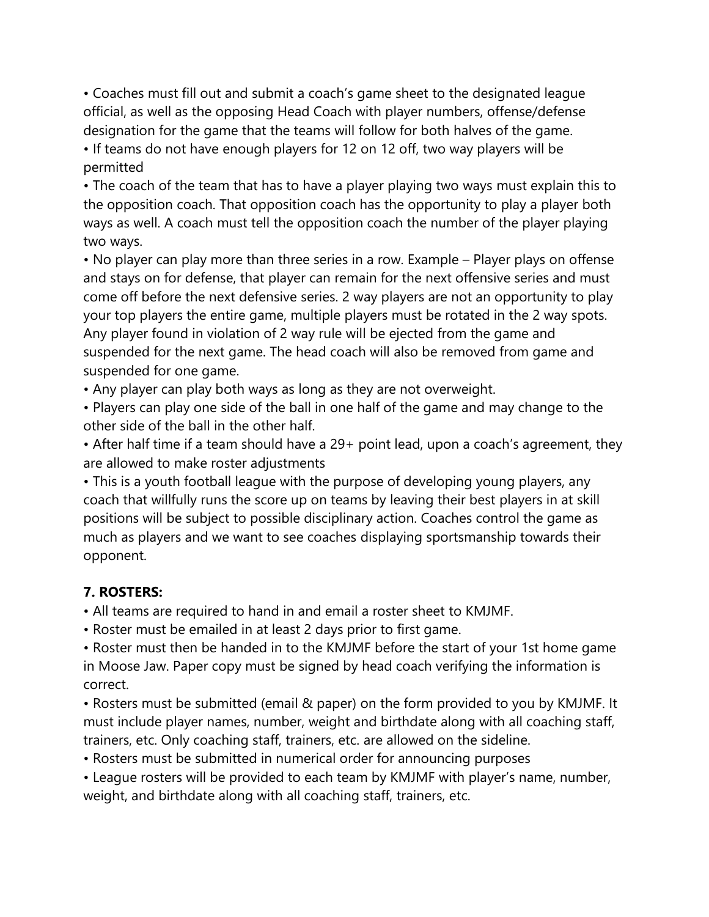- Coaches must fill out and submit a coach's game sheet to the designated league official, as well as the opposing Head Coach with player numbers, offense/defense designation for the game that the teams will follow for both halves of the game.
- If teams do not have enough players for 12 on 12 off, two way players will be permitted
- The coach of the team that has to have a player playing two ways must explain this to the opposition coach. That opposition coach has the opportunity to play a player both ways as well. A coach must tell the opposition coach the number of the player playing two ways.
- No player can play more than three series in a row. Example – Player plays on offense and stays on for defense, that player can remain for the next offensive series and must come off before the next defensive series. 2 way players are not an opportunity to play your top players the entire game, multiple players must be rotated in the 2 way spots. Any player found in violation of 2 way rule will be ejected from the game and suspended for the next game. The head coach will also be removed from game and suspended for one game.
- Any player can play both ways as long as they are not overweight.
- Players can play one side of the ball in one half of the game and may change to the other side of the ball in the other half.
- After half time if a team should have a 29+ point lead, upon a coach's agreement, they are allowed to make roster adjustments
- This is a youth football league with the purpose of developing young players, any coach that willfully runs the score up on teams by leaving their best players in at skill positions will be subject to possible disciplinary action. Coaches control the game as much as players and we want to see coaches displaying sportsmanship towards their opponent.

## 7. ROSTERS:

- All teams are required to hand in and email a roster sheet to KMJMF.
- Roster must be emailed in at least 2 days prior to first game.
- Roster must then be handed in to the KMJMF before the start of your 1st home game in Moose Jaw. Paper copy must be signed by head coach verifying the information is correct.
- Rosters must be submitted (email & paper) on the form provided to you by KMJMF. It must include player names, number, weight and birthdate along with all coaching staff, trainers, etc. Only coaching staff, trainers, etc. are allowed on the sideline.
- Rosters must be submitted in numerical order for announcing purposes
- League rosters will be provided to each team by KMJMF with player's name, number, weight, and birthdate along with all coaching staff, trainers, etc.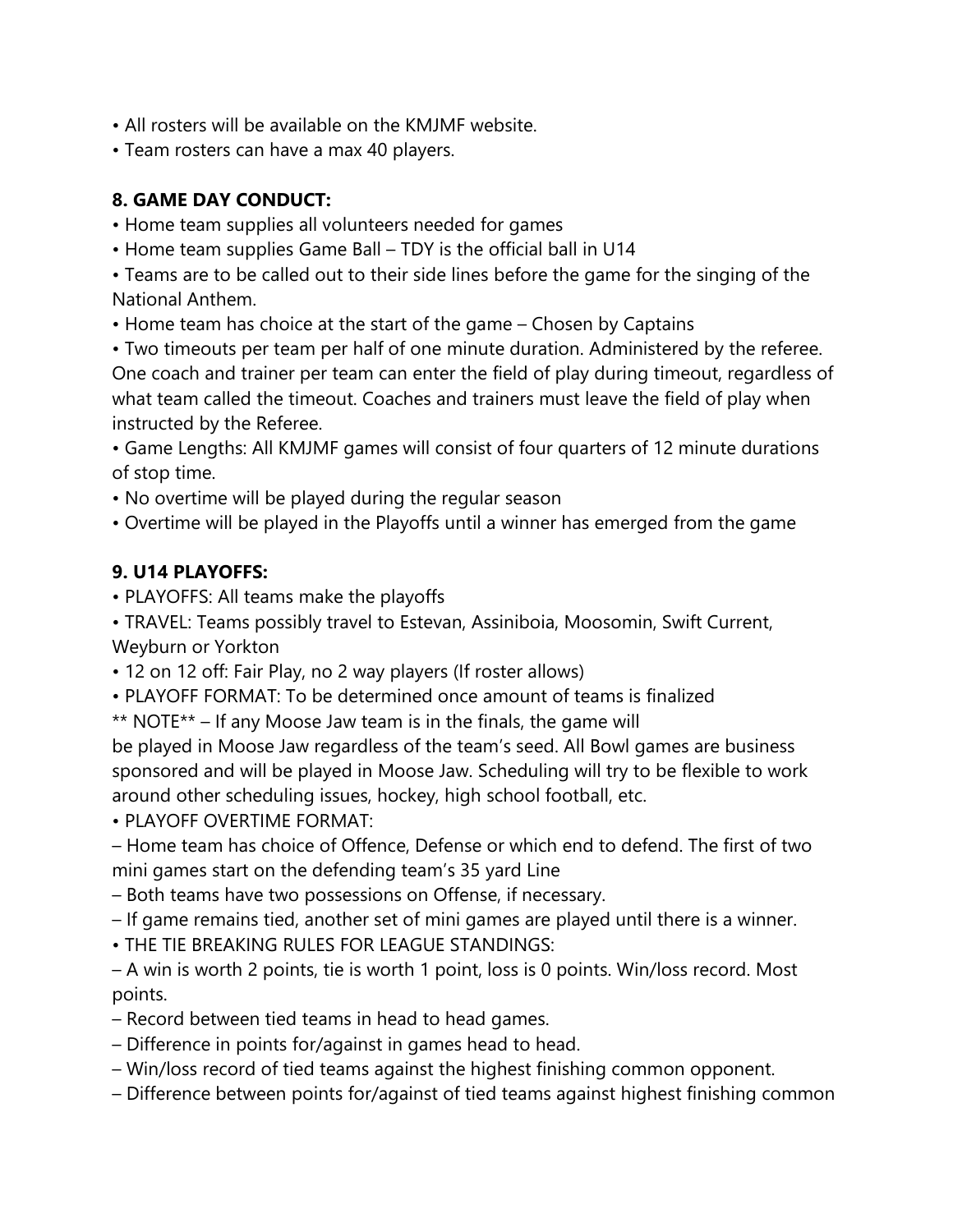- All rosters will be available on the KMJMF website.
- Team rosters can have a max 40 players.

**8. GAME DAY CONDUCT:**

- Home team supplies all volunteers needed for games
- Home team supplies Game Ball – TDY is the official ball in U14
- Teams are to be called out to their side lines before the game for the singing of the National Anthem.
- Home team has choice at the start of the game – Chosen by Captains
- Two timeouts per team per half of one minute duration. Administered by the referee. One coach and trainer per team can enter the field of play during timeout, regardless of what team called the timeout. Coaches and trainers must leave the field of play when instructed by the Referee.
- Game Lengths: All KMJMF games will consist of four quarters of 12 minute durations of stop time.
- No overtime will be played during the regular season
- Overtime will be played in the Playoffs until a winner has emerged from the game

**9. U14 PLAYOFFS:**

- PLAYOFFS: All teams make the playoffs
- TRAVEL: Teams possibly travel to Estevan, Assiniboia, Moosomin, Swift Current, Weyburn or Yorkton
- 12 on 12 off: Fair Play, no 2 way players (If roster allows)
- PLAYOFF FORMAT: To be determined once amount of teams is finalized

** NOTE** – If any Moose Jaw team is in the finals, the game will be played in Moose Jaw regardless of the team's seed. All Bowl games are business sponsored and will be played in Moose Jaw. Scheduling will try to be flexible to work around other scheduling issues, hockey, high school football, etc.

- PLAYOFF OVERTIME FORMAT:

– Home team has choice of Offence, Defense or which end to defend. The first of two mini games start on the defending team's 35 yard Line

– Both teams have two possessions on Offense, if necessary.

– If game remains tied, another set of mini games are played until there is a winner.

- THE TIE BREAKING RULES FOR LEAGUE STANDINGS:

– A win is worth 2 points, tie is worth 1 point, loss is 0 points. Win/loss record. Most points.

– Record between tied teams in head to head games.

– Difference in points for/against in games head to head.

– Win/loss record of tied teams against the highest finishing common opponent.

– Difference between points for/against of tied teams against highest finishing common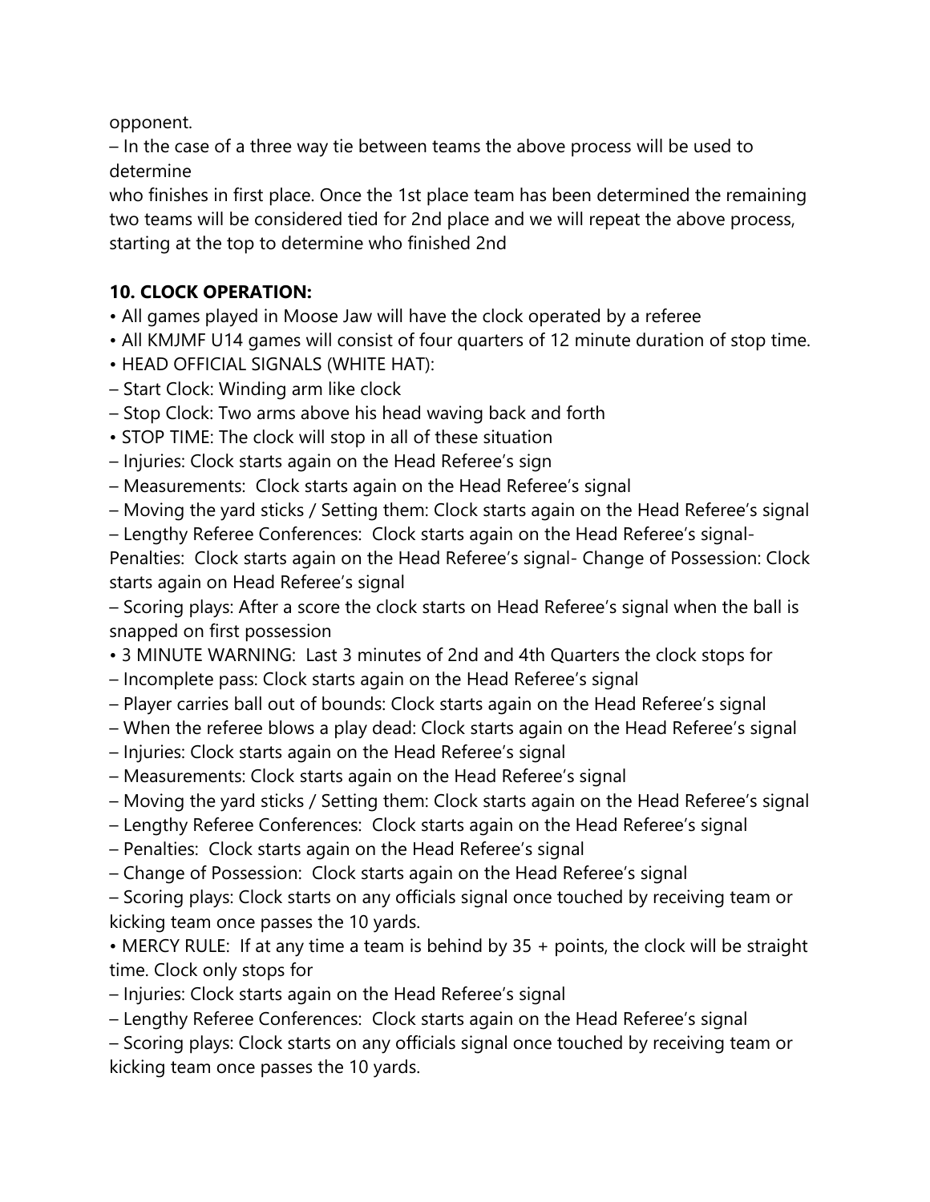opponent.

– In the case of a three way tie between teams the above process will be used to determine
who finishes in first place. Once the 1st place team has been determined the remaining two teams will be considered tied for 2nd place and we will repeat the above process, starting at the top to determine who finished 2nd

### 10. CLOCK OPERATION:

• All games played in Moose Jaw will have the clock operated by a referee
• All KMJMF U14 games will consist of four quarters of 12 minute duration of stop time.
• HEAD OFFICIAL SIGNALS (WHITE HAT):
– Start Clock: Winding arm like clock
– Stop Clock: Two arms above his head waving back and forth
• STOP TIME: The clock will stop in all of these situation
– Injuries: Clock starts again on the Head Referee's sign
– Measurements: Clock starts again on the Head Referee's signal
– Moving the yard sticks / Setting them: Clock starts again on the Head Referee's signal
– Lengthy Referee Conferences: Clock starts again on the Head Referee's signal- Penalties: Clock starts again on the Head Referee's signal- Change of Possession: Clock starts again on Head Referee's signal
– Scoring plays: After a score the clock starts on Head Referee's signal when the ball is snapped on first possession
• 3 MINUTE WARNING: Last 3 minutes of 2nd and 4th Quarters the clock stops for
– Incomplete pass: Clock starts again on the Head Referee's signal
– Player carries ball out of bounds: Clock starts again on the Head Referee's signal
– When the referee blows a play dead: Clock starts again on the Head Referee's signal
– Injuries: Clock starts again on the Head Referee's signal
– Measurements: Clock starts again on the Head Referee's signal
– Moving the yard sticks / Setting them: Clock starts again on the Head Referee's signal
– Lengthy Referee Conferences: Clock starts again on the Head Referee's signal
– Penalties: Clock starts again on the Head Referee's signal
– Change of Possession: Clock starts again on the Head Referee's signal
– Scoring plays: Clock starts on any officials signal once touched by receiving team or kicking team once passes the 10 yards.
• MERCY RULE: If at any time a team is behind by 35 + points, the clock will be straight time. Clock only stops for
– Injuries: Clock starts again on the Head Referee's signal
– Lengthy Referee Conferences: Clock starts again on the Head Referee's signal
– Scoring plays: Clock starts on any officials signal once touched by receiving team or kicking team once passes the 10 yards.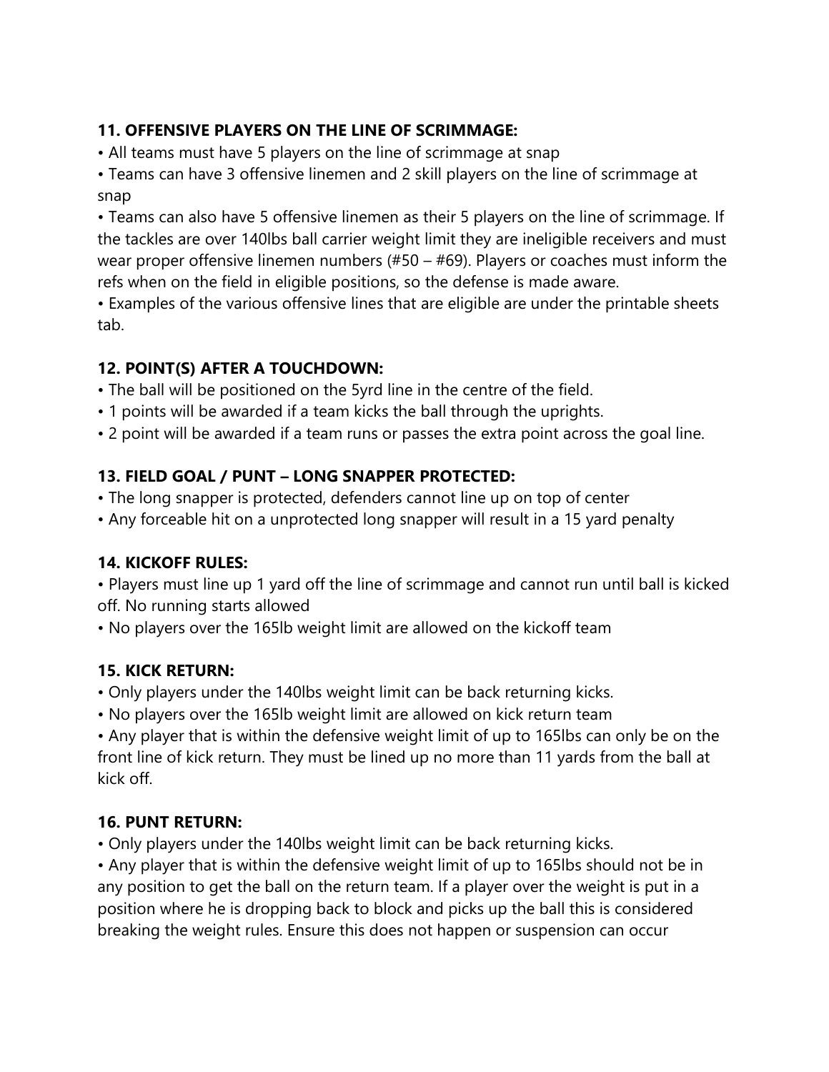### 11. OFFENSIVE PLAYERS ON THE LINE OF SCRIMMAGE:

• All teams must have 5 players on the line of scrimmage at snap

• Teams can have 3 offensive linemen and 2 skill players on the line of scrimmage at snap

• Teams can also have 5 offensive linemen as their 5 players on the line of scrimmage. If the tackles are over 140lbs ball carrier weight limit they are ineligible receivers and must wear proper offensive linemen numbers (#50 – #69). Players or coaches must inform the refs when on the field in eligible positions, so the defense is made aware.

• Examples of the various offensive lines that are eligible are under the printable sheets tab.

### 12. POINT(S) AFTER A TOUCHDOWN:

• The ball will be positioned on the 5yrd line in the centre of the field.

• 1 points will be awarded if a team kicks the ball through the uprights.

• 2 point will be awarded if a team runs or passes the extra point across the goal line.

### 13. FIELD GOAL / PUNT – LONG SNAPPER PROTECTED:

• The long snapper is protected, defenders cannot line up on top of center

• Any forceable hit on a unprotected long snapper will result in a 15 yard penalty

### 14. KICKOFF RULES:

• Players must line up 1 yard off the line of scrimmage and cannot run until ball is kicked off. No running starts allowed

• No players over the 165lb weight limit are allowed on the kickoff team

### 15. KICK RETURN:

• Only players under the 140lbs weight limit can be back returning kicks.

• No players over the 165lb weight limit are allowed on kick return team

• Any player that is within the defensive weight limit of up to 165lbs can only be on the front line of kick return. They must be lined up no more than 11 yards from the ball at kick off.

### 16. PUNT RETURN:

• Only players under the 140lbs weight limit can be back returning kicks.

• Any player that is within the defensive weight limit of up to 165lbs should not be in any position to get the ball on the return team. If a player over the weight is put in a position where he is dropping back to block and picks up the ball this is considered breaking the weight rules. Ensure this does not happen or suspension can occur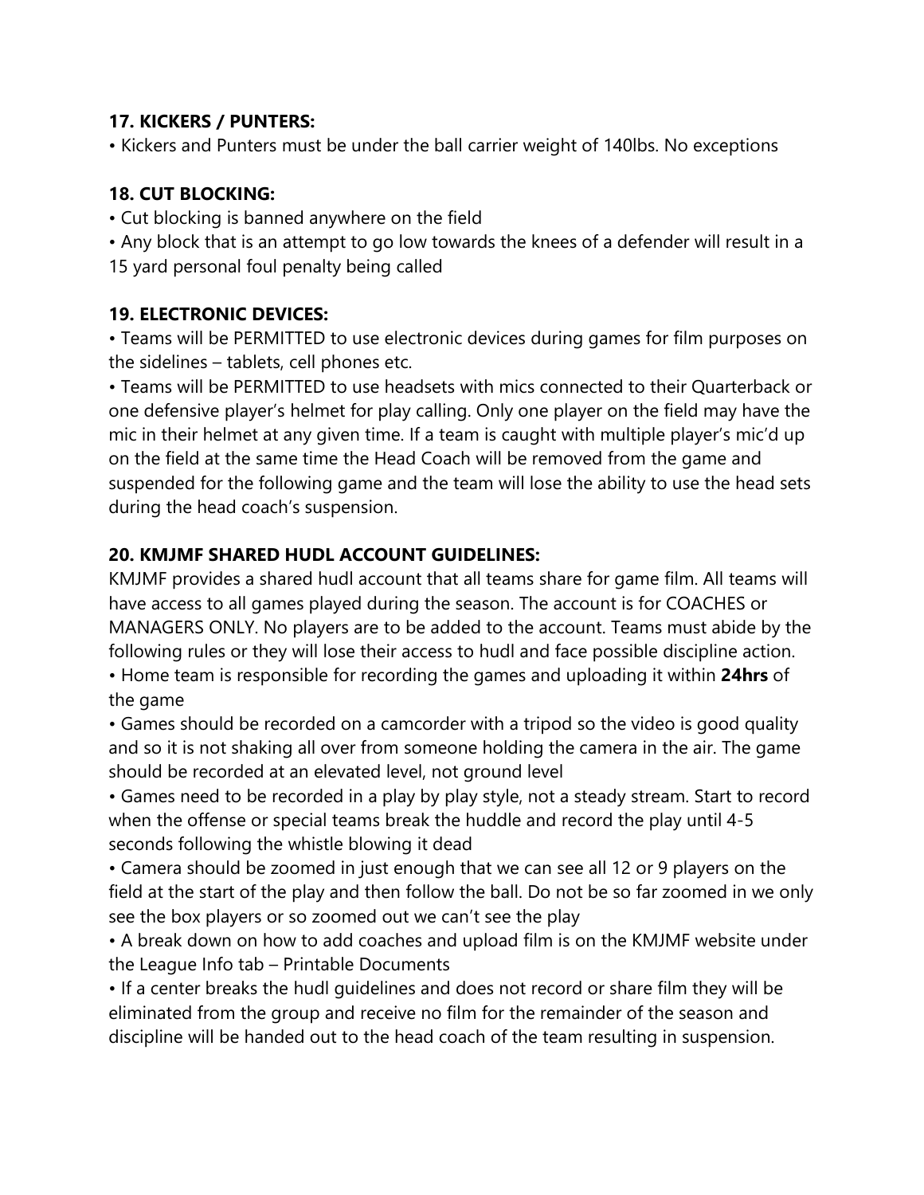**17. KICKERS / PUNTERS:**

• Kickers and Punters must be under the ball carrier weight of 140lbs. No exceptions

**18. CUT BLOCKING:**

• Cut blocking is banned anywhere on the field

• Any block that is an attempt to go low towards the knees of a defender will result in a 15 yard personal foul penalty being called

**19. ELECTRONIC DEVICES:**

• Teams will be PERMITTED to use electronic devices during games for film purposes on the sidelines – tablets, cell phones etc.

• Teams will be PERMITTED to use headsets with mics connected to their Quarterback or one defensive player's helmet for play calling. Only one player on the field may have the mic in their helmet at any given time. If a team is caught with multiple player's mic'd up on the field at the same time the Head Coach will be removed from the game and suspended for the following game and the team will lose the ability to use the head sets during the head coach's suspension.

**20. KMJMF SHARED HUDL ACCOUNT GUIDELINES:**

KMJMF provides a shared hudl account that all teams share for game film. All teams will have access to all games played during the season. The account is for COACHES or MANAGERS ONLY. No players are to be added to the account. Teams must abide by the following rules or they will lose their access to hudl and face possible discipline action.

• Home team is responsible for recording the games and uploading it within **24hrs** of the game

• Games should be recorded on a camcorder with a tripod so the video is good quality and so it is not shaking all over from someone holding the camera in the air. The game should be recorded at an elevated level, not ground level

• Games need to be recorded in a play by play style, not a steady stream. Start to record when the offense or special teams break the huddle and record the play until 4-5 seconds following the whistle blowing it dead

• Camera should be zoomed in just enough that we can see all 12 or 9 players on the field at the start of the play and then follow the ball. Do not be so far zoomed in we only see the box players or so zoomed out we can't see the play

• A break down on how to add coaches and upload film is on the KMJMF website under the League Info tab – Printable Documents

• If a center breaks the hudl guidelines and does not record or share film they will be eliminated from the group and receive no film for the remainder of the season and discipline will be handed out to the head coach of the team resulting in suspension.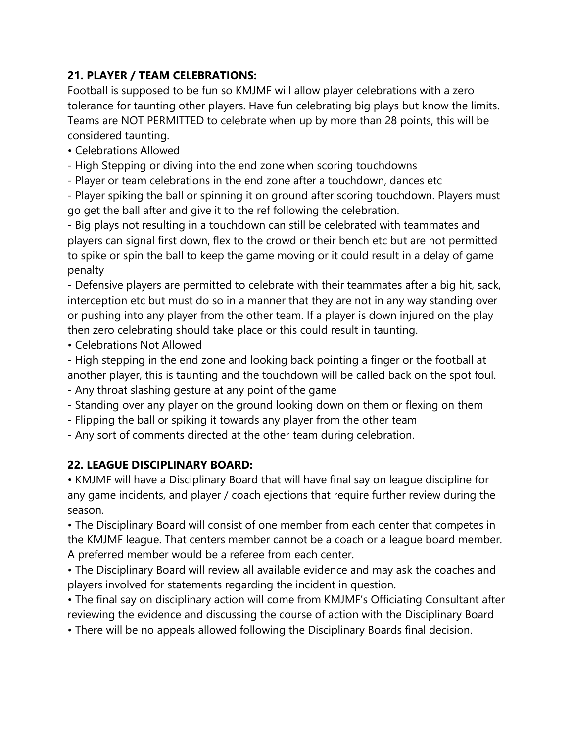**21. PLAYER / TEAM CELEBRATIONS:**

Football is supposed to be fun so KMJMF will allow player celebrations with a zero tolerance for taunting other players. Have fun celebrating big plays but know the limits. Teams are NOT PERMITTED to celebrate when up by more than 28 points, this will be considered taunting.

• Celebrations Allowed

- High Stepping or diving into the end zone when scoring touchdowns
- Player or team celebrations in the end zone after a touchdown, dances etc
- Player spiking the ball or spinning it on ground after scoring touchdown. Players must go get the ball after and give it to the ref following the celebration.
- Big plays not resulting in a touchdown can still be celebrated with teammates and players can signal first down, flex to the crowd or their bench etc but are not permitted to spike or spin the ball to keep the game moving or it could result in a delay of game penalty
- Defensive players are permitted to celebrate with their teammates after a big hit, sack, interception etc but must do so in a manner that they are not in any way standing over or pushing into any player from the other team. If a player is down injured on the play then zero celebrating should take place or this could result in taunting.

• Celebrations Not Allowed

- High stepping in the end zone and looking back pointing a finger or the football at another player, this is taunting and the touchdown will be called back on the spot foul.
- Any throat slashing gesture at any point of the game
- Standing over any player on the ground looking down on them or flexing on them
- Flipping the ball or spiking it towards any player from the other team
- Any sort of comments directed at the other team during celebration.

**22. LEAGUE DISCIPLINARY BOARD:**

• KMJMF will have a Disciplinary Board that will have final say on league discipline for any game incidents, and player / coach ejections that require further review during the season.

• The Disciplinary Board will consist of one member from each center that competes in the KMJMF league. That centers member cannot be a coach or a league board member. A preferred member would be a referee from each center.

• The Disciplinary Board will review all available evidence and may ask the coaches and players involved for statements regarding the incident in question.

• The final say on disciplinary action will come from KMJMF's Officiating Consultant after reviewing the evidence and discussing the course of action with the Disciplinary Board

• There will be no appeals allowed following the Disciplinary Boards final decision.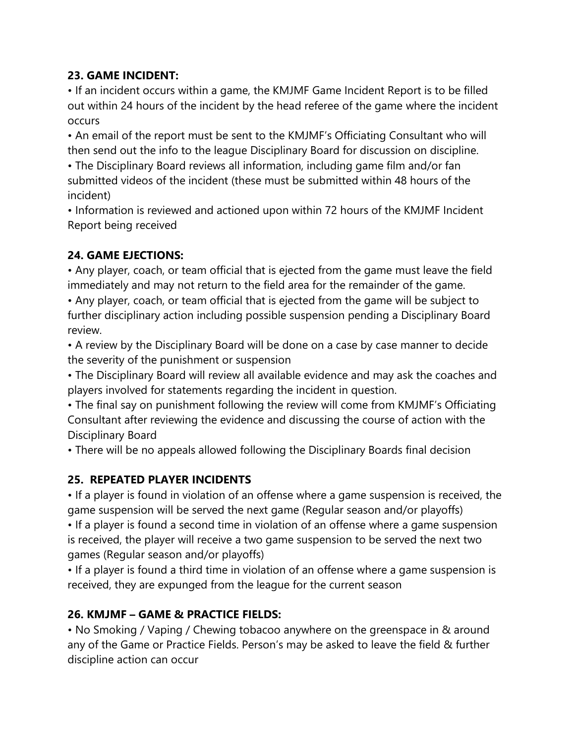**23. GAME INCIDENT:**

• If an incident occurs within a game, the KMJMF Game Incident Report is to be filled out within 24 hours of the incident by the head referee of the game where the incident occurs

• An email of the report must be sent to the KMJMF's Officiating Consultant who will then send out the info to the league Disciplinary Board for discussion on discipline.

• The Disciplinary Board reviews all information, including game film and/or fan submitted videos of the incident (these must be submitted within 48 hours of the incident)

• Information is reviewed and actioned upon within 72 hours of the KMJMF Incident Report being received

**24. GAME EJECTIONS:**

• Any player, coach, or team official that is ejected from the game must leave the field immediately and may not return to the field area for the remainder of the game.

• Any player, coach, or team official that is ejected from the game will be subject to further disciplinary action including possible suspension pending a Disciplinary Board review.

• A review by the Disciplinary Board will be done on a case by case manner to decide the severity of the punishment or suspension

• The Disciplinary Board will review all available evidence and may ask the coaches and players involved for statements regarding the incident in question.

• The final say on punishment following the review will come from KMJMF's Officiating Consultant after reviewing the evidence and discussing the course of action with the Disciplinary Board

• There will be no appeals allowed following the Disciplinary Boards final decision

**25. REPEATED PLAYER INCIDENTS**

• If a player is found in violation of an offense where a game suspension is received, the game suspension will be served the next game (Regular season and/or playoffs)

• If a player is found a second time in violation of an offense where a game suspension is received, the player will receive a two game suspension to be served the next two games (Regular season and/or playoffs)

• If a player is found a third time in violation of an offense where a game suspension is received, they are expunged from the league for the current season

**26. KMJMF – GAME & PRACTICE FIELDS:**

• No Smoking / Vaping / Chewing tobacoo anywhere on the greenspace in & around any of the Game or Practice Fields. Person's may be asked to leave the field & further discipline action can occur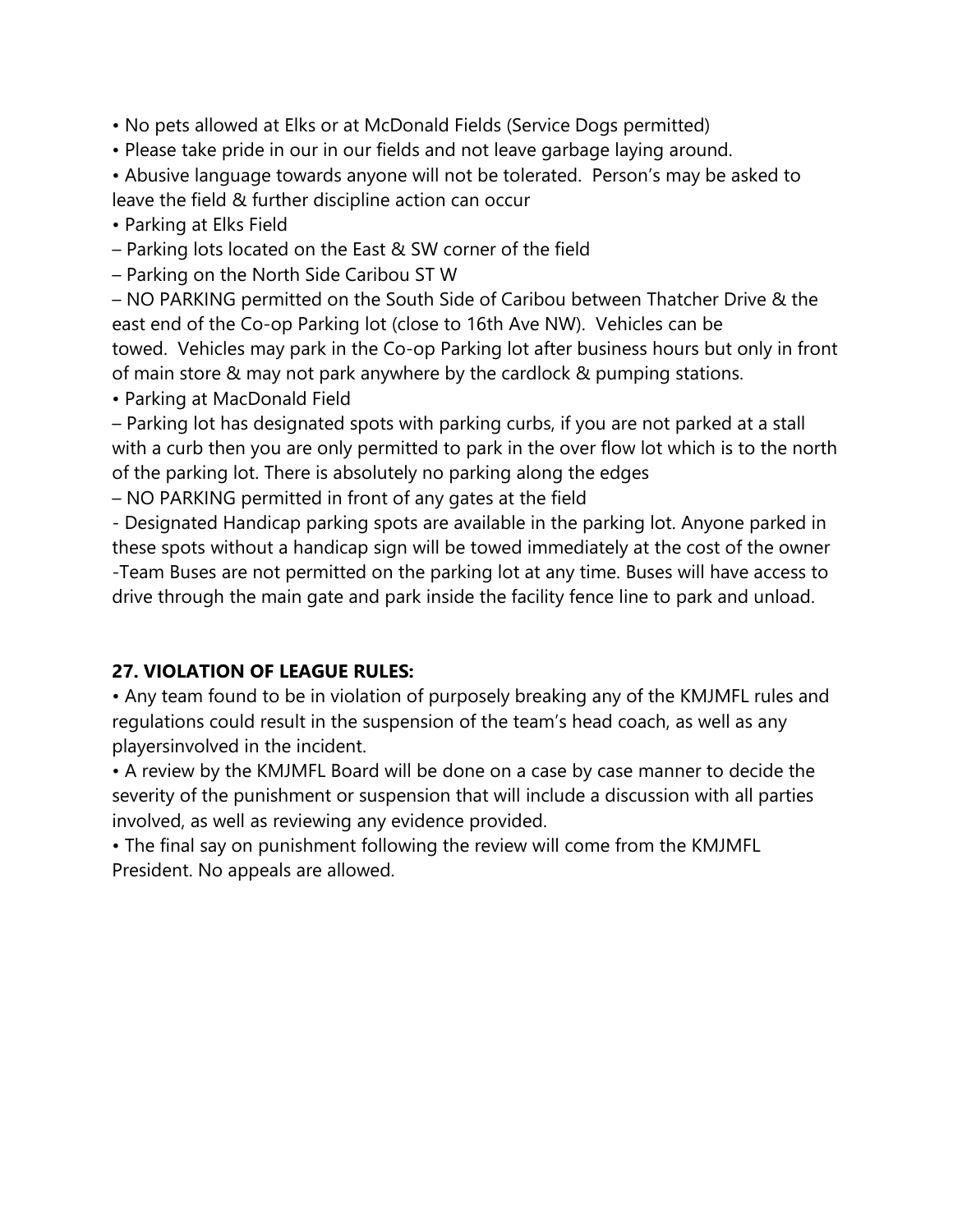• No pets allowed at Elks or at McDonald Fields (Service Dogs permitted)

• Please take pride in our in our fields and not leave garbage laying around.

• Abusive language towards anyone will not be tolerated.  Person's may be asked to leave the field & further discipline action can occur

• Parking at Elks Field

– Parking lots located on the East & SW corner of the field

– Parking on the North Side Caribou ST W

– NO PARKING permitted on the South Side of Caribou between Thatcher Drive & the east end of the Co-op Parking lot (close to 16th Ave NW).  Vehicles can be towed.  Vehicles may park in the Co-op Parking lot after business hours but only in front of main store & may not park anywhere by the cardlock & pumping stations.

• Parking at MacDonald Field

– Parking lot has designated spots with parking curbs, if you are not parked at a stall with a curb then you are only permitted to park in the over flow lot which is to the north of the parking lot. There is absolutely no parking along the edges

– NO PARKING permitted in front of any gates at the field

- Designated Handicap parking spots are available in the parking lot. Anyone parked in these spots without a handicap sign will be towed immediately at the cost of the owner

-Team Buses are not permitted on the parking lot at any time. Buses will have access to drive through the main gate and park inside the facility fence line to park and unload.

**27. VIOLATION OF LEAGUE RULES:**

• Any team found to be in violation of purposely breaking any of the KMJMFL rules and regulations could result in the suspension of the team's head coach, as well as any playersinvolved in the incident.

• A review by the KMJMFL Board will be done on a case by case manner to decide the severity of the punishment or suspension that will include a discussion with all parties involved, as well as reviewing any evidence provided.

• The final say on punishment following the review will come from the KMJMFL President. No appeals are allowed.